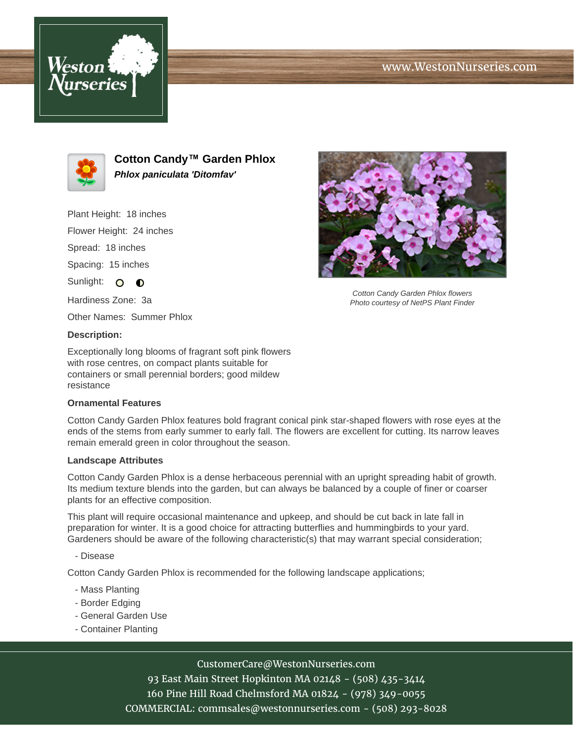# Cotton Candy™ Garden Phlox

***Phlox paniculata 'Ditomfav'***

Plant Height: 18 inches

Flower Height: 24 inches

Spread: 18 inches

Spacing: 15 inches

Sunlight:

Hardiness Zone: 3a

Other Names: Summer Phlox

Cotton Candy Garden Phlox flowers
Photo courtesy of NetPS Plant Finder

**Description:**

Exceptionally long blooms of fragrant soft pink flowers with rose centres, on compact plants suitable for containers or small perennial borders; good mildew resistance

**Ornamental Features**

Cotton Candy Garden Phlox features bold fragrant conical pink star-shaped flowers with rose eyes at the ends of the stems from early summer to early fall. The flowers are excellent for cutting. Its narrow leaves remain emerald green in color throughout the season.

**Landscape Attributes**

Cotton Candy Garden Phlox is a dense herbaceous perennial with an upright spreading habit of growth. Its medium texture blends into the garden, but can always be balanced by a couple of finer or coarser plants for an effective composition.

This plant will require occasional maintenance and upkeep, and should be cut back in late fall in preparation for winter. It is a good choice for attracting butterflies and hummingbirds to your yard. Gardeners should be aware of the following characteristic(s) that may warrant special consideration;

- Disease

Cotton Candy Garden Phlox is recommended for the following landscape applications;

- Mass Planting
- Border Edging
- General Garden Use
- Container Planting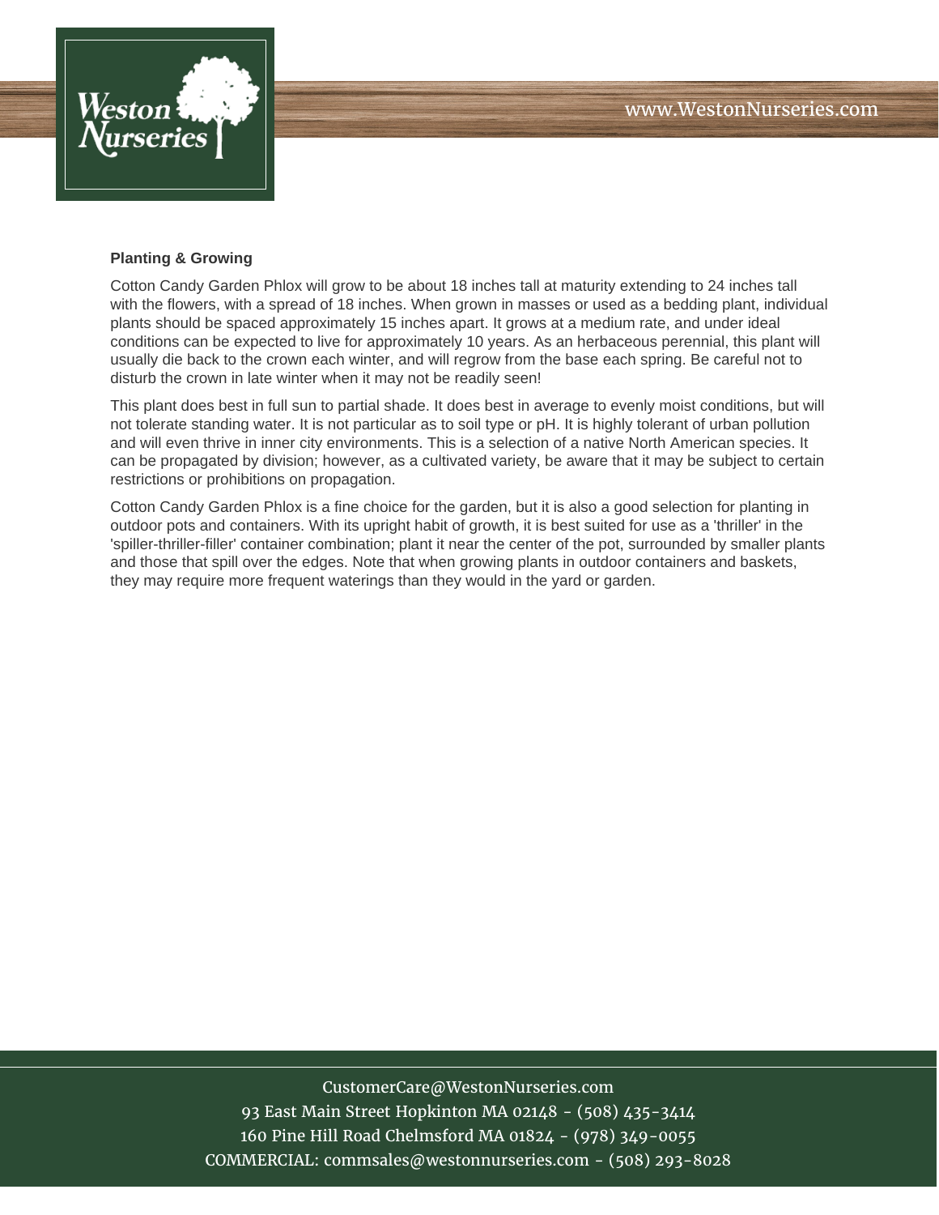**Planting & Growing**

Cotton Candy Garden Phlox will grow to be about 18 inches tall at maturity extending to 24 inches tall with the flowers, with a spread of 18 inches. When grown in masses or used as a bedding plant, individual plants should be spaced approximately 15 inches apart. It grows at a medium rate, and under ideal conditions can be expected to live for approximately 10 years. As an herbaceous perennial, this plant will usually die back to the crown each winter, and will regrow from the base each spring. Be careful not to disturb the crown in late winter when it may not be readily seen!

This plant does best in full sun to partial shade. It does best in average to evenly moist conditions, but will not tolerate standing water. It is not particular as to soil type or pH. It is highly tolerant of urban pollution and will even thrive in inner city environments. This is a selection of a native North American species. It can be propagated by division; however, as a cultivated variety, be aware that it may be subject to certain restrictions or prohibitions on propagation.

Cotton Candy Garden Phlox is a fine choice for the garden, but it is also a good selection for planting in outdoor pots and containers. With its upright habit of growth, it is best suited for use as a 'thriller' in the 'spiller-thriller-filler' container combination; plant it near the center of the pot, surrounded by smaller plants and those that spill over the edges. Note that when growing plants in outdoor containers and baskets, they may require more frequent waterings than they would in the yard or garden.